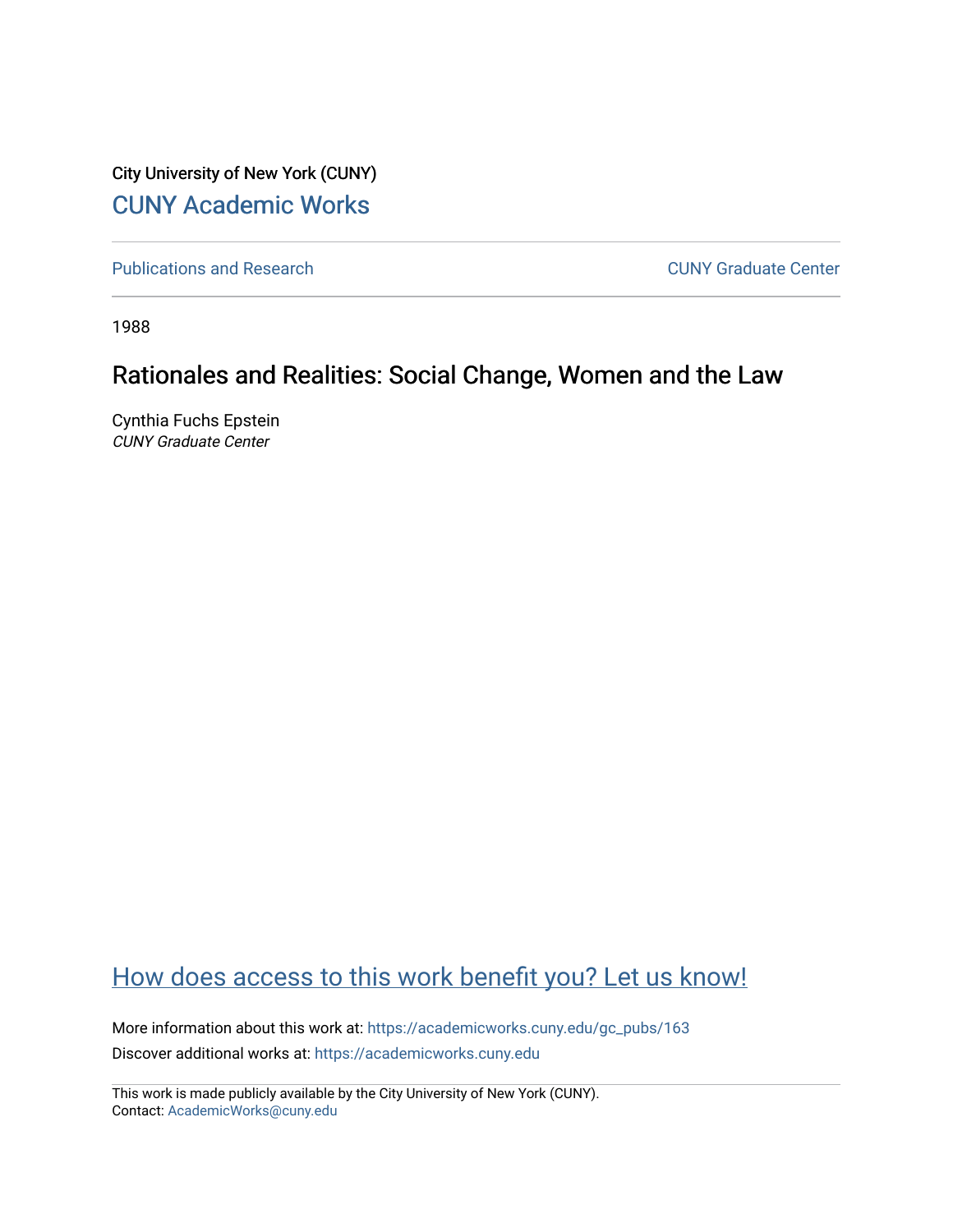City University of New York (CUNY)

CUNY Academic Works

Publications and Research

CUNY Graduate Center

1988

# Rationales and Realities: Social Change, Women and the Law

Cynthia Fuchs Epstein

*CUNY Graduate Center*

How does access to this work benefit you? Let us know!

More information about this work at: https://academicworks.cuny.edu/gc_pubs/163

Discover additional works at: https://academicworks.cuny.edu

This work is made publicly available by the City University of New York (CUNY).
Contact: AcademicWorks@cuny.edu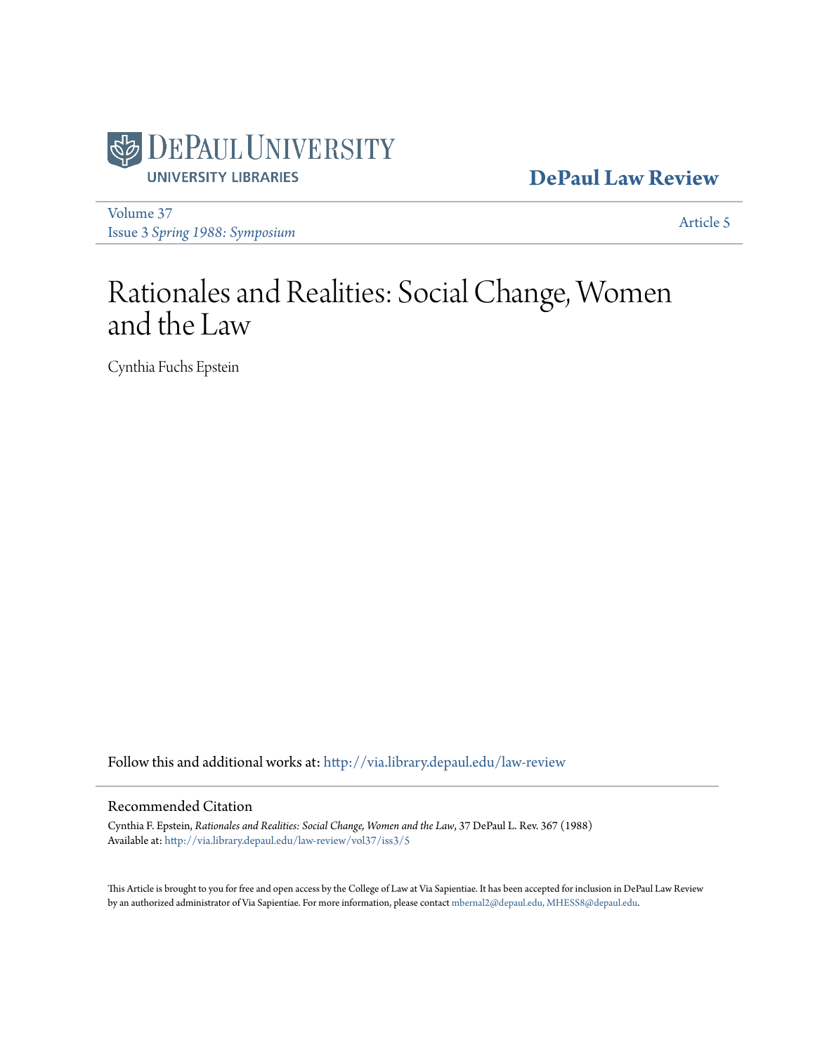DePaul University Libraries

**DePaul Law Review**

Volume 37
Issue 3 *Spring 1988: Symposium*

Article 5

# Rationales and Realities: Social Change, Women and the Law

Cynthia Fuchs Epstein

Follow this and additional works at: http://via.library.depaul.edu/law-review

## Recommended Citation

Cynthia F. Epstein, *Rationales and Realities: Social Change, Women and the Law*, 37 DePaul L. Rev. 367 (1988)
Available at: http://via.library.depaul.edu/law-review/vol37/iss3/5

This Article is brought to you for free and open access by the College of Law at Via Sapientiae. It has been accepted for inclusion in DePaul Law Review by an authorized administrator of Via Sapientiae. For more information, please contact mbernal2@depaul.edu, MHESS8@depaul.edu.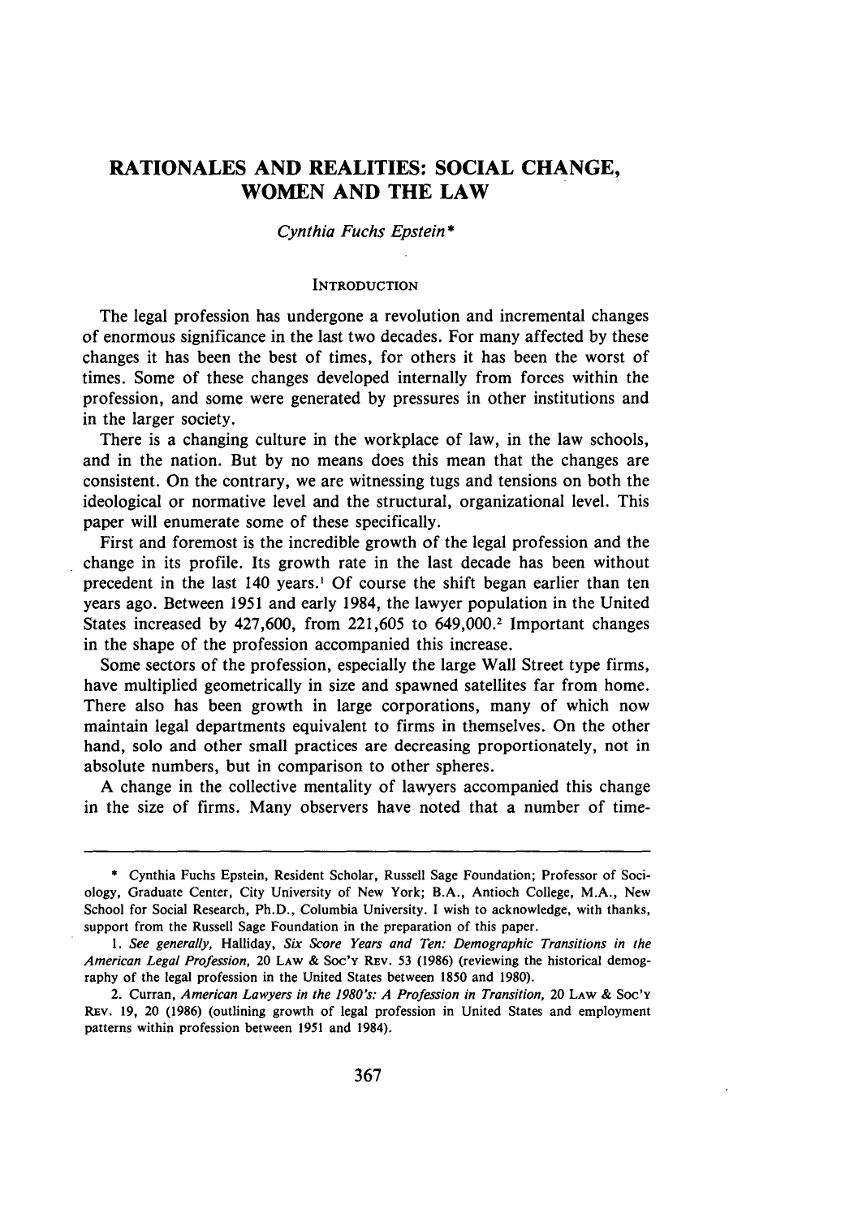# RATIONALES AND REALITIES: SOCIAL CHANGE, WOMEN AND THE LAW

*Cynthia Fuchs Epstein\**

## INTRODUCTION

The legal profession has undergone a revolution and incremental changes of enormous significance in the last two decades. For many affected by these changes it has been the best of times, for others it has been the worst of times. Some of these changes developed internally from forces within the profession, and some were generated by pressures in other institutions and in the larger society.

There is a changing culture in the workplace of law, in the law schools, and in the nation. But by no means does this mean that the changes are consistent. On the contrary, we are witnessing tugs and tensions on both the ideological or normative level and the structural, organizational level. This paper will enumerate some of these specifically.

First and foremost is the incredible growth of the legal profession and the change in its profile. Its growth rate in the last decade has been without precedent in the last 140 years.[1] Of course the shift began earlier than ten years ago. Between 1951 and early 1984, the lawyer population in the United States increased by 427,600, from 221,605 to 649,000.[2] Important changes in the shape of the profession accompanied this increase.

Some sectors of the profession, especially the large Wall Street type firms, have multiplied geometrically in size and spawned satellites far from home. There also has been growth in large corporations, many of which now maintain legal departments equivalent to firms in themselves. On the other hand, solo and other small practices are decreasing proportionately, not in absolute numbers, but in comparison to other spheres.

A change in the collective mentality of lawyers accompanied this change in the size of firms. Many observers have noted that a number of time-

---

\* Cynthia Fuchs Epstein, Resident Scholar, Russell Sage Foundation; Professor of Sociology, Graduate Center, City University of New York; B.A., Antioch College, M.A., New School for Social Research, Ph.D., Columbia University. I wish to acknowledge, with thanks, support from the Russell Sage Foundation in the preparation of this paper.

1. *See generally*, Halliday, *Six Score Years and Ten: Demographic Transitions in the American Legal Profession*, 20 LAW & SOC'Y REV. 53 (1986) (reviewing the historical demography of the legal profession in the United States between 1850 and 1980).

2. Curran, *American Lawyers in the 1980's: A Profession in Transition*, 20 LAW & SOC'Y REV. 19, 20 (1986) (outlining growth of legal profession in United States and employment patterns within profession between 1951 and 1984).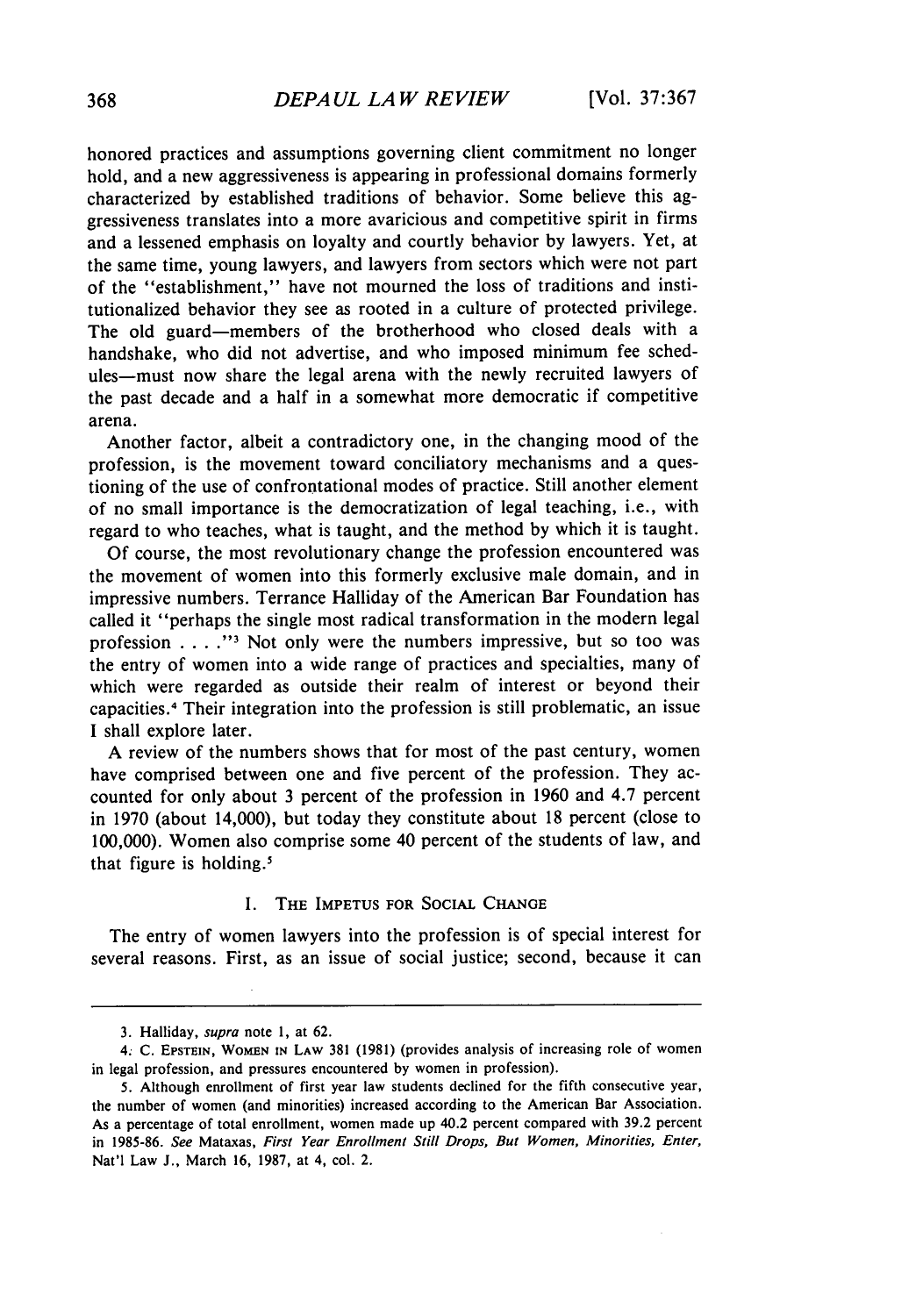honored practices and assumptions governing client commitment no longer hold, and a new aggressiveness is appearing in professional domains formerly characterized by established traditions of behavior. Some believe this aggressiveness translates into a more avaricious and competitive spirit in firms and a lessened emphasis on loyalty and courtly behavior by lawyers. Yet, at the same time, young lawyers, and lawyers from sectors which were not part of the "establishment," have not mourned the loss of traditions and institutionalized behavior they see as rooted in a culture of protected privilege. The old guard—members of the brotherhood who closed deals with a handshake, who did not advertise, and who imposed minimum fee schedules—must now share the legal arena with the newly recruited lawyers of the past decade and a half in a somewhat more democratic if competitive arena.

Another factor, albeit a contradictory one, in the changing mood of the profession, is the movement toward conciliatory mechanisms and a questioning of the use of confrontational modes of practice. Still another element of no small importance is the democratization of legal teaching, i.e., with regard to who teaches, what is taught, and the method by which it is taught.

Of course, the most revolutionary change the profession encountered was the movement of women into this formerly exclusive male domain, and in impressive numbers. Terrance Halliday of the American Bar Foundation has called it "perhaps the single most radical transformation in the modern legal profession . . . ."[3] Not only were the numbers impressive, but so too was the entry of women into a wide range of practices and specialties, many of which were regarded as outside their realm of interest or beyond their capacities.[4] Their integration into the profession is still problematic, an issue I shall explore later.

A review of the numbers shows that for most of the past century, women have comprised between one and five percent of the profession. They accounted for only about 3 percent of the profession in 1960 and 4.7 percent in 1970 (about 14,000), but today they constitute about 18 percent (close to 100,000). Women also comprise some 40 percent of the students of law, and that figure is holding.[5]

## I. The Impetus for Social Change

The entry of women lawyers into the profession is of special interest for several reasons. First, as an issue of social justice; second, because it can

---

3. Halliday, *supra* note 1, at 62.

4. C. Epstein, Women in Law 381 (1981) (provides analysis of increasing role of women in legal profession, and pressures encountered by women in profession).

5. Although enrollment of first year law students declined for the fifth consecutive year, the number of women (and minorities) increased according to the American Bar Association. As a percentage of total enrollment, women made up 40.2 percent compared with 39.2 percent in 1985-86. *See* Mataxas, *First Year Enrollment Still Drops, But Women, Minorities, Enter*, Nat'l Law J., March 16, 1987, at 4, col. 2.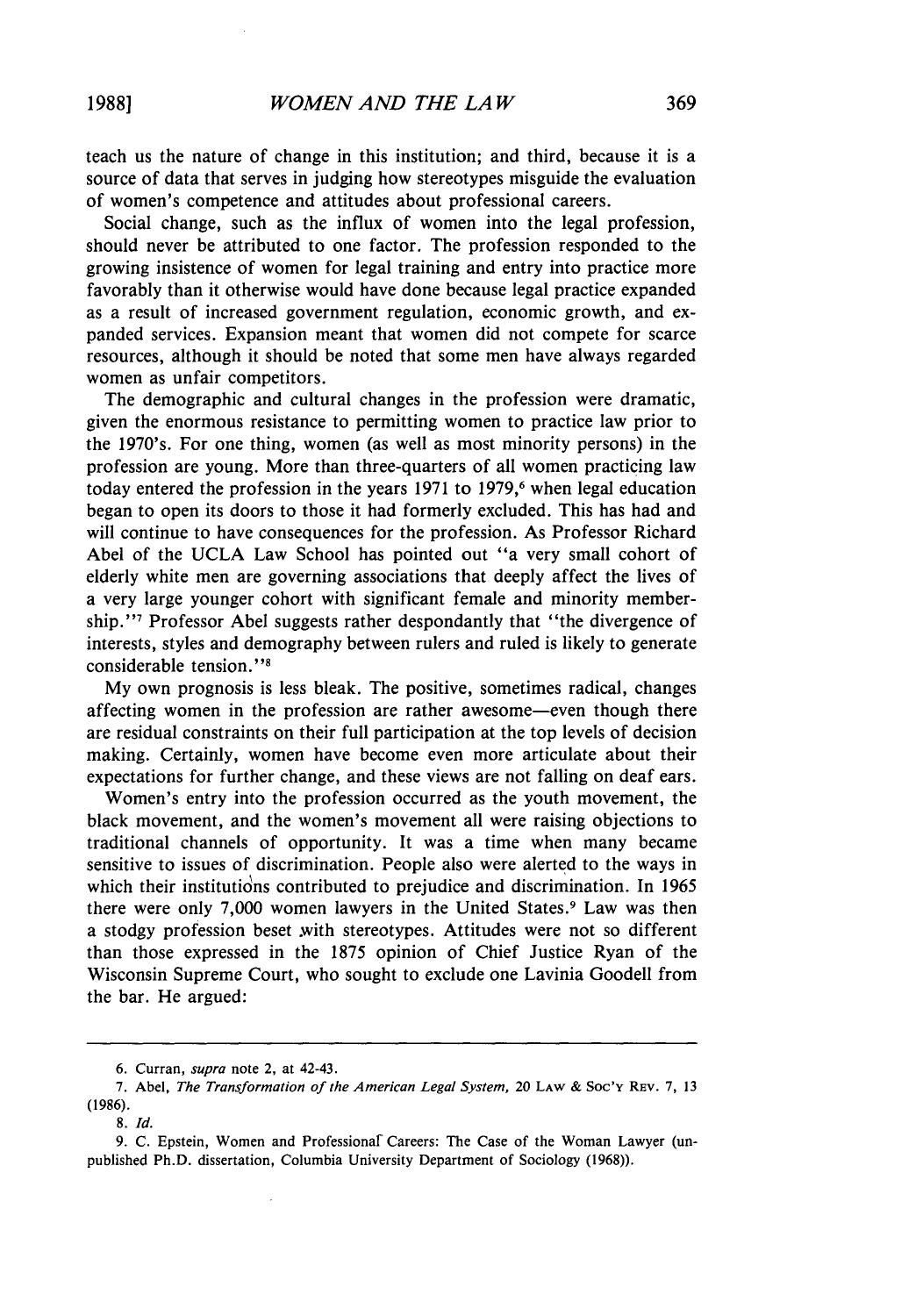teach us the nature of change in this institution; and third, because it is a source of data that serves in judging how stereotypes misguide the evaluation of women's competence and attitudes about professional careers.

Social change, such as the influx of women into the legal profession, should never be attributed to one factor. The profession responded to the growing insistence of women for legal training and entry into practice more favorably than it otherwise would have done because legal practice expanded as a result of increased government regulation, economic growth, and expanded services. Expansion meant that women did not compete for scarce resources, although it should be noted that some men have always regarded women as unfair competitors.

The demographic and cultural changes in the profession were dramatic, given the enormous resistance to permitting women to practice law prior to the 1970's. For one thing, women (as well as most minority persons) in the profession are young. More than three-quarters of all women practicing law today entered the profession in the years 1971 to 1979,[6] when legal education began to open its doors to those it had formerly excluded. This has had and will continue to have consequences for the profession. As Professor Richard Abel of the UCLA Law School has pointed out "a very small cohort of elderly white men are governing associations that deeply affect the lives of a very large younger cohort with significant female and minority membership."[7] Professor Abel suggests rather despondantly that "the divergence of interests, styles and demography between rulers and ruled is likely to generate considerable tension."[8]

My own prognosis is less bleak. The positive, sometimes radical, changes affecting women in the profession are rather awesome—even though there are residual constraints on their full participation at the top levels of decision making. Certainly, women have become even more articulate about their expectations for further change, and these views are not falling on deaf ears.

Women's entry into the profession occurred as the youth movement, the black movement, and the women's movement all were raising objections to traditional channels of opportunity. It was a time when many became sensitive to issues of discrimination. People also were alerted to the ways in which their institutions contributed to prejudice and discrimination. In 1965 there were only 7,000 women lawyers in the United States.[9] Law was then a stodgy profession beset with stereotypes. Attitudes were not so different than those expressed in the 1875 opinion of Chief Justice Ryan of the Wisconsin Supreme Court, who sought to exclude one Lavinia Goodell from the bar. He argued:

---

6. Curran, *supra* note 2, at 42-43.

7. Abel, *The Transformation of the American Legal System*, 20 LAW & SOC'Y REV. 7, 13 (1986).

8. *Id.*

9. C. Epstein, Women and Professional Careers: The Case of the Woman Lawyer (unpublished Ph.D. dissertation, Columbia University Department of Sociology (1968)).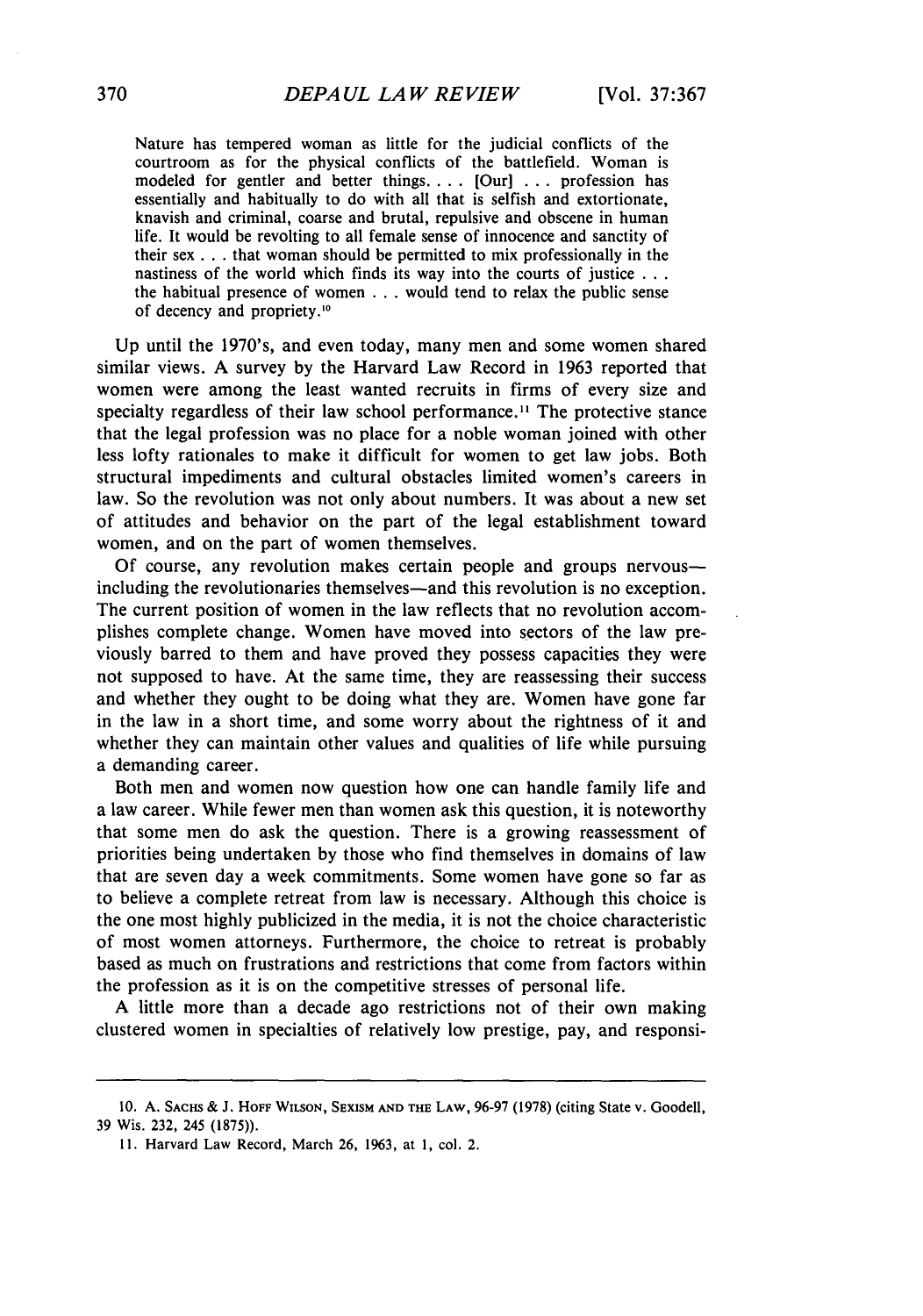> Nature has tempered woman as little for the judicial conflicts of the courtroom as for the physical conflicts of the battlefield. Woman is modeled for gentler and better things. . . . [Our] . . . profession has essentially and habitually to do with all that is selfish and extortionate, knavish and criminal, coarse and brutal, repulsive and obscene in human life. It would be revolting to all female sense of innocence and sanctity of their sex . . . that woman should be permitted to mix professionally in the nastiness of the world which finds its way into the courts of justice . . . the habitual presence of women . . . would tend to relax the public sense of decency and propriety.[10]

Up until the 1970's, and even today, many men and some women shared similar views. A survey by the Harvard Law Record in 1963 reported that women were among the least wanted recruits in firms of every size and specialty regardless of their law school performance.[11] The protective stance that the legal profession was no place for a noble woman joined with other less lofty rationales to make it difficult for women to get law jobs. Both structural impediments and cultural obstacles limited women's careers in law. So the revolution was not only about numbers. It was about a new set of attitudes and behavior on the part of the legal establishment toward women, and on the part of women themselves.

Of course, any revolution makes certain people and groups nervous—including the revolutionaries themselves—and this revolution is no exception. The current position of women in the law reflects that no revolution accomplishes complete change. Women have moved into sectors of the law previously barred to them and have proved they possess capacities they were not supposed to have. At the same time, they are reassessing their success and whether they ought to be doing what they are. Women have gone far in the law in a short time, and some worry about the rightness of it and whether they can maintain other values and qualities of life while pursuing a demanding career.

Both men and women now question how one can handle family life and a law career. While fewer men than women ask this question, it is noteworthy that some men do ask the question. There is a growing reassessment of priorities being undertaken by those who find themselves in domains of law that are seven day a week commitments. Some women have gone so far as to believe a complete retreat from law is necessary. Although this choice is the one most highly publicized in the media, it is not the choice characteristic of most women attorneys. Furthermore, the choice to retreat is probably based as much on frustrations and restrictions that come from factors within the profession as it is on the competitive stresses of personal life.

A little more than a decade ago restrictions not of their own making clustered women in specialties of relatively low prestige, pay, and responsi-

---

10. A. Sachs & J. Hoff Wilson, Sexism and the Law, 96-97 (1978) (citing State v. Goodell, 39 Wis. 232, 245 (1875)).

11. Harvard Law Record, March 26, 1963, at 1, col. 2.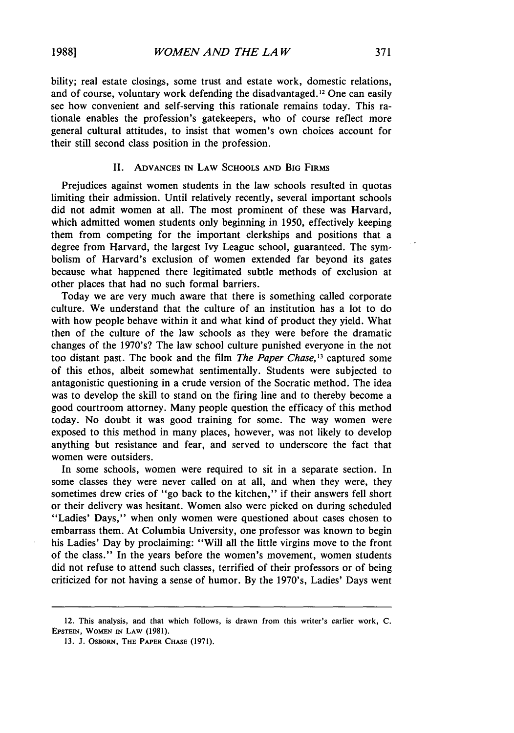bility; real estate closings, some trust and estate work, domestic relations, and of course, voluntary work defending the disadvantaged.[12] One can easily see how convenient and self-serving this rationale remains today. This rationale enables the profession's gatekeepers, who of course reflect more general cultural attitudes, to insist that women's own choices account for their still second class position in the profession.

## II. Advances in Law Schools and Big Firms

Prejudices against women students in the law schools resulted in quotas limiting their admission. Until relatively recently, several important schools did not admit women at all. The most prominent of these was Harvard, which admitted women students only beginning in 1950, effectively keeping them from competing for the important clerkships and positions that a degree from Harvard, the largest Ivy League school, guaranteed. The symbolism of Harvard's exclusion of women extended far beyond its gates because what happened there legitimated subtle methods of exclusion at other places that had no such formal barriers.

Today we are very much aware that there is something called corporate culture. We understand that the culture of an institution has a lot to do with how people behave within it and what kind of product they yield. What then of the culture of the law schools as they were before the dramatic changes of the 1970's? The law school culture punished everyone in the not too distant past. The book and the film *The Paper Chase,*[13] captured some of this ethos, albeit somewhat sentimentally. Students were subjected to antagonistic questioning in a crude version of the Socratic method. The idea was to develop the skill to stand on the firing line and to thereby become a good courtroom attorney. Many people question the efficacy of this method today. No doubt it was good training for some. The way women were exposed to this method in many places, however, was not likely to develop anything but resistance and fear, and served to underscore the fact that women were outsiders.

In some schools, women were required to sit in a separate section. In some classes they were never called on at all, and when they were, they sometimes drew cries of "go back to the kitchen," if their answers fell short or their delivery was hesitant. Women also were picked on during scheduled "Ladies' Days," when only women were questioned about cases chosen to embarrass them. At Columbia University, one professor was known to begin his Ladies' Day by proclaiming: "Will all the little virgins move to the front of the class." In the years before the women's movement, women students did not refuse to attend such classes, terrified of their professors or of being criticized for not having a sense of humor. By the 1970's, Ladies' Days went

---

12. This analysis, and that which follows, is drawn from this writer's earlier work, C. Epstein, Women in Law (1981).

13. J. Osborn, The Paper Chase (1971).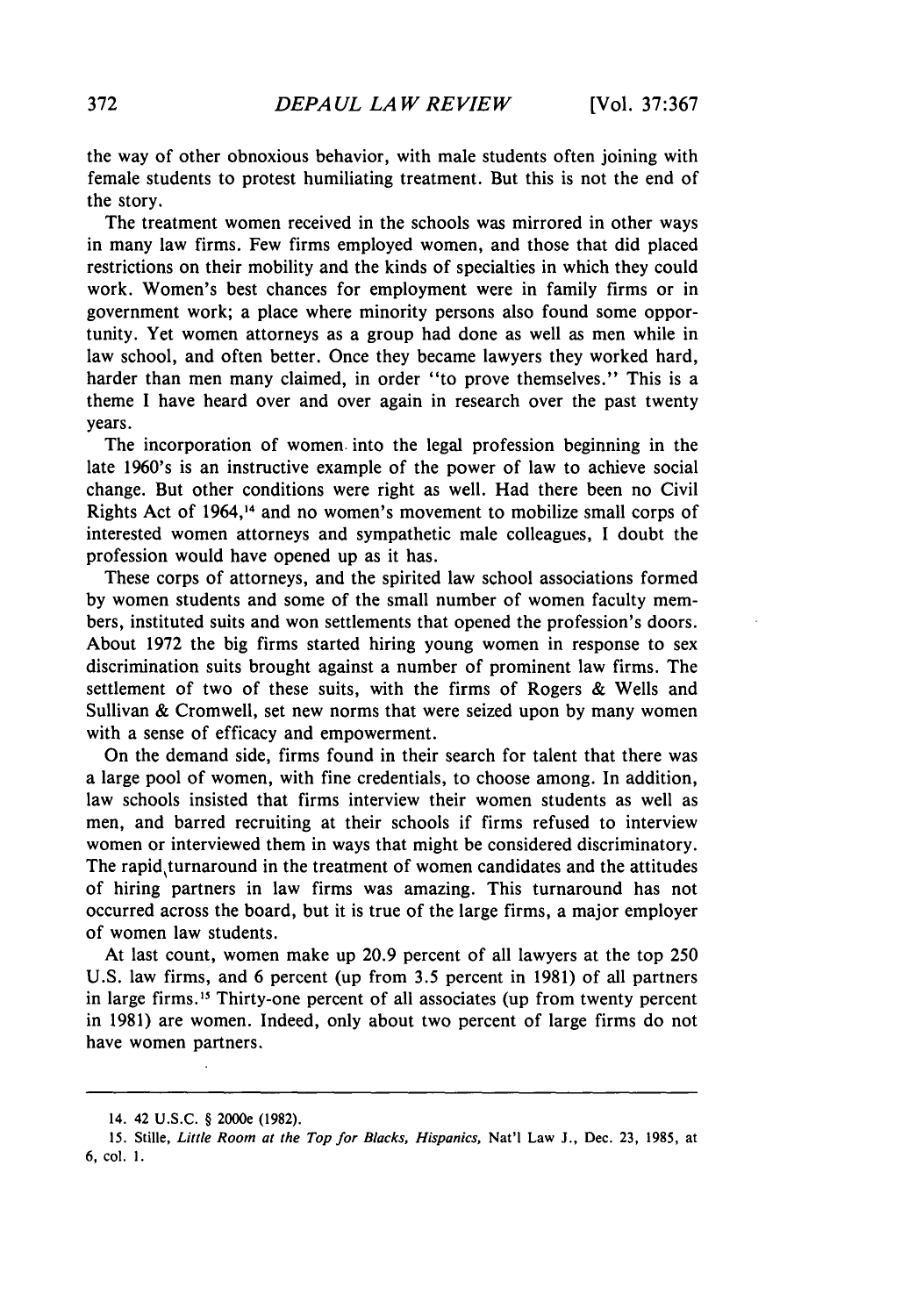the way of other obnoxious behavior, with male students often joining with female students to protest humiliating treatment. But this is not the end of the story.

The treatment women received in the schools was mirrored in other ways in many law firms. Few firms employed women, and those that did placed restrictions on their mobility and the kinds of specialties in which they could work. Women's best chances for employment were in family firms or in government work; a place where minority persons also found some opportunity. Yet women attorneys as a group had done as well as men while in law school, and often better. Once they became lawyers they worked hard, harder than men many claimed, in order "to prove themselves." This is a theme I have heard over and over again in research over the past twenty years.

The incorporation of women into the legal profession beginning in the late 1960's is an instructive example of the power of law to achieve social change. But other conditions were right as well. Had there been no Civil Rights Act of 1964,[14] and no women's movement to mobilize small corps of interested women attorneys and sympathetic male colleagues, I doubt the profession would have opened up as it has.

These corps of attorneys, and the spirited law school associations formed by women students and some of the small number of women faculty members, instituted suits and won settlements that opened the profession's doors. About 1972 the big firms started hiring young women in response to sex discrimination suits brought against a number of prominent law firms. The settlement of two of these suits, with the firms of Rogers & Wells and Sullivan & Cromwell, set new norms that were seized upon by many women with a sense of efficacy and empowerment.

On the demand side, firms found in their search for talent that there was a large pool of women, with fine credentials, to choose among. In addition, law schools insisted that firms interview their women students as well as men, and barred recruiting at their schools if firms refused to interview women or interviewed them in ways that might be considered discriminatory. The rapid turnaround in the treatment of women candidates and the attitudes of hiring partners in law firms was amazing. This turnaround has not occurred across the board, but it is true of the large firms, a major employer of women law students.

At last count, women make up 20.9 percent of all lawyers at the top 250 U.S. law firms, and 6 percent (up from 3.5 percent in 1981) of all partners in large firms.[15] Thirty-one percent of all associates (up from twenty percent in 1981) are women. Indeed, only about two percent of large firms do not have women partners.

---

14. 42 U.S.C. § 2000e (1982).

15. Stille, *Little Room at the Top for Blacks, Hispanics*, Nat'l Law J., Dec. 23, 1985, at 6, col. 1.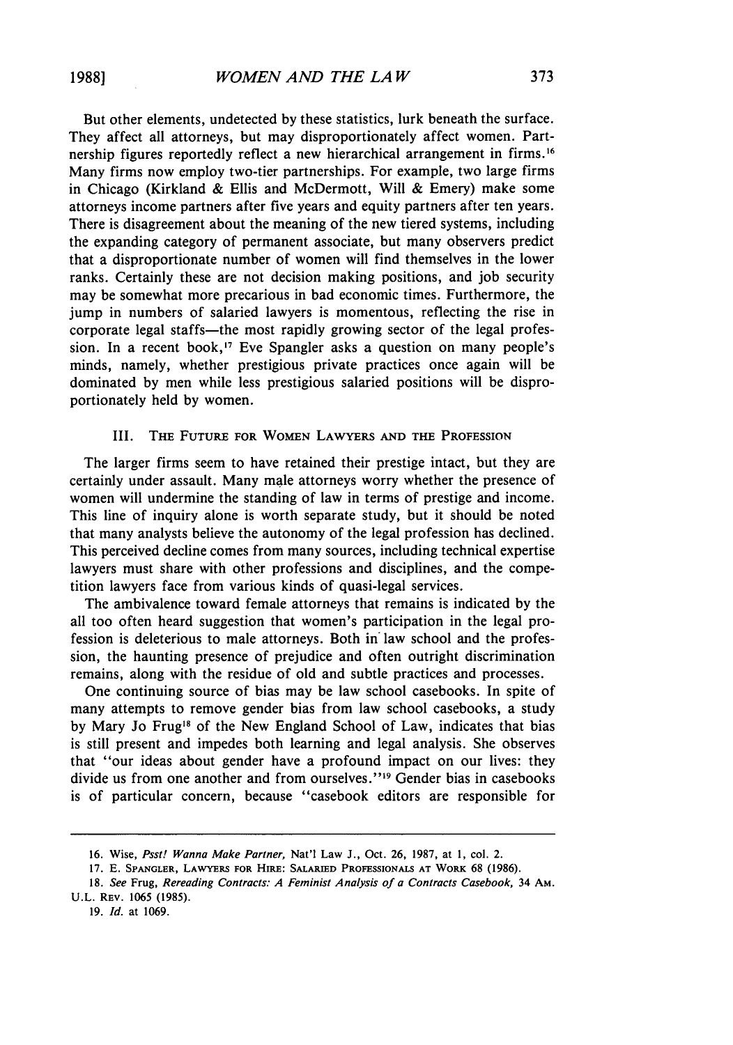But other elements, undetected by these statistics, lurk beneath the surface. They affect all attorneys, but may disproportionately affect women. Partnership figures reportedly reflect a new hierarchical arrangement in firms.[16] Many firms now employ two-tier partnerships. For example, two large firms in Chicago (Kirkland & Ellis and McDermott, Will & Emery) make some attorneys income partners after five years and equity partners after ten years. There is disagreement about the meaning of the new tiered systems, including the expanding category of permanent associate, but many observers predict that a disproportionate number of women will find themselves in the lower ranks. Certainly these are not decision making positions, and job security may be somewhat more precarious in bad economic times. Furthermore, the jump in numbers of salaried lawyers is momentous, reflecting the rise in corporate legal staffs—the most rapidly growing sector of the legal profession. In a recent book,[17] Eve Spangler asks a question on many people's minds, namely, whether prestigious private practices once again will be dominated by men while less prestigious salaried positions will be disproportionately held by women.

### III. The Future for Women Lawyers and the Profession

The larger firms seem to have retained their prestige intact, but they are certainly under assault. Many male attorneys worry whether the presence of women will undermine the standing of law in terms of prestige and income. This line of inquiry alone is worth separate study, but it should be noted that many analysts believe the autonomy of the legal profession has declined. This perceived decline comes from many sources, including technical expertise lawyers must share with other professions and disciplines, and the competition lawyers face from various kinds of quasi-legal services.

The ambivalence toward female attorneys that remains is indicated by the all too often heard suggestion that women's participation in the legal profession is deleterious to male attorneys. Both in law school and the profession, the haunting presence of prejudice and often outright discrimination remains, along with the residue of old and subtle practices and processes.

One continuing source of bias may be law school casebooks. In spite of many attempts to remove gender bias from law school casebooks, a study by Mary Jo Frug[18] of the New England School of Law, indicates that bias is still present and impedes both learning and legal analysis. She observes that "our ideas about gender have a profound impact on our lives: they divide us from one another and from ourselves."[19] Gender bias in casebooks is of particular concern, because "casebook editors are responsible for

---

16. Wise, *Psst! Wanna Make Partner,* Nat'l Law J., Oct. 26, 1987, at 1, col. 2.

17. E. Spangler, Lawyers for Hire: Salaried Professionals at Work 68 (1986).

18. *See* Frug, *Rereading Contracts: A Feminist Analysis of a Contracts Casebook,* 34 Am. U.L. Rev. 1065 (1985).

19. *Id.* at 1069.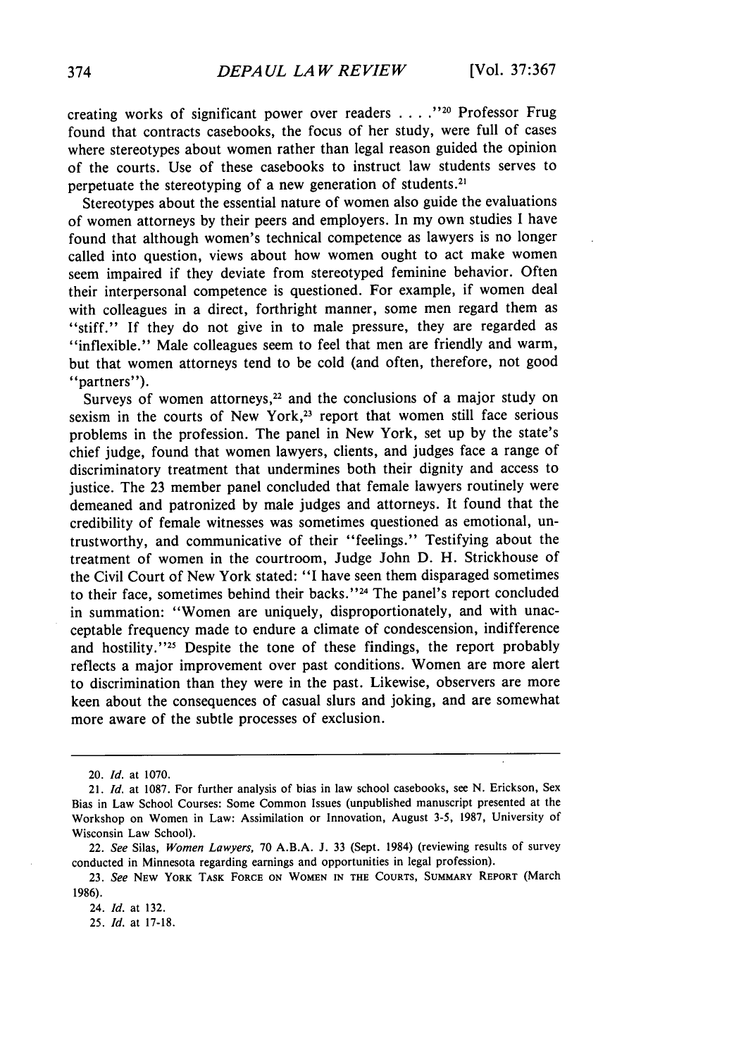creating works of significant power over readers . . . ."[20] Professor Frug found that contracts casebooks, the focus of her study, were full of cases where stereotypes about women rather than legal reason guided the opinion of the courts. Use of these casebooks to instruct law students serves to perpetuate the stereotyping of a new generation of students.[21]

Stereotypes about the essential nature of women also guide the evaluations of women attorneys by their peers and employers. In my own studies I have found that although women's technical competence as lawyers is no longer called into question, views about how women ought to act make women seem impaired if they deviate from stereotyped feminine behavior. Often their interpersonal competence is questioned. For example, if women deal with colleagues in a direct, forthright manner, some men regard them as "stiff." If they do not give in to male pressure, they are regarded as "inflexible." Male colleagues seem to feel that men are friendly and warm, but that women attorneys tend to be cold (and often, therefore, not good "partners").

Surveys of women attorneys,[22] and the conclusions of a major study on sexism in the courts of New York,[23] report that women still face serious problems in the profession. The panel in New York, set up by the state's chief judge, found that women lawyers, clients, and judges face a range of discriminatory treatment that undermines both their dignity and access to justice. The 23 member panel concluded that female lawyers routinely were demeaned and patronized by male judges and attorneys. It found that the credibility of female witnesses was sometimes questioned as emotional, untrustworthy, and communicative of their "feelings." Testifying about the treatment of women in the courtroom, Judge John D. H. Strickhouse of the Civil Court of New York stated: "I have seen them disparaged sometimes to their face, sometimes behind their backs."[24] The panel's report concluded in summation: "Women are uniquely, disproportionately, and with unacceptable frequency made to endure a climate of condescension, indifference and hostility."[25] Despite the tone of these findings, the report probably reflects a major improvement over past conditions. Women are more alert to discrimination than they were in the past. Likewise, observers are more keen about the consequences of casual slurs and joking, and are somewhat more aware of the subtle processes of exclusion.

---

20. *Id.* at 1070.

21. *Id.* at 1087. For further analysis of bias in law school casebooks, see N. Erickson, Sex Bias in Law School Courses: Some Common Issues (unpublished manuscript presented at the Workshop on Women in Law: Assimilation or Innovation, August 3-5, 1987, University of Wisconsin Law School).

22. *See* Silas, *Women Lawyers*, 70 A.B.A. J. 33 (Sept. 1984) (reviewing results of survey conducted in Minnesota regarding earnings and opportunities in legal profession).

23. *See* NEW YORK TASK FORCE ON WOMEN IN THE COURTS, SUMMARY REPORT (March 1986).

24. *Id.* at 132.

25. *Id.* at 17-18.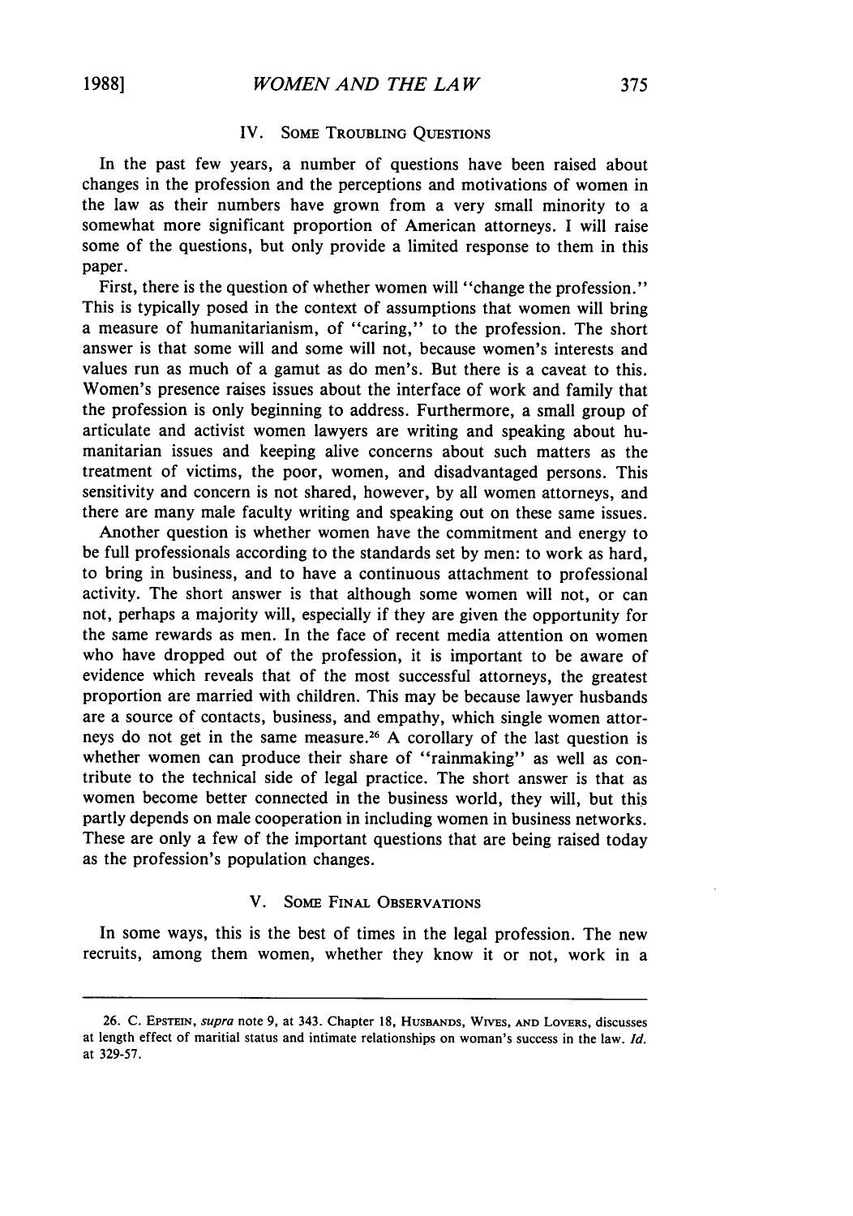## IV. Some Troubling Questions

In the past few years, a number of questions have been raised about changes in the profession and the perceptions and motivations of women in the law as their numbers have grown from a very small minority to a somewhat more significant proportion of American attorneys. I will raise some of the questions, but only provide a limited response to them in this paper.

First, there is the question of whether women will "change the profession." This is typically posed in the context of assumptions that women will bring a measure of humanitarianism, of "caring," to the profession. The short answer is that some will and some will not, because women's interests and values run as much of a gamut as do men's. But there is a caveat to this. Women's presence raises issues about the interface of work and family that the profession is only beginning to address. Furthermore, a small group of articulate and activist women lawyers are writing and speaking about humanitarian issues and keeping alive concerns about such matters as the treatment of victims, the poor, women, and disadvantaged persons. This sensitivity and concern is not shared, however, by all women attorneys, and there are many male faculty writing and speaking out on these same issues.

Another question is whether women have the commitment and energy to be full professionals according to the standards set by men: to work as hard, to bring in business, and to have a continuous attachment to professional activity. The short answer is that although some women will not, or can not, perhaps a majority will, especially if they are given the opportunity for the same rewards as men. In the face of recent media attention on women who have dropped out of the profession, it is important to be aware of evidence which reveals that of the most successful attorneys, the greatest proportion are married with children. This may be because lawyer husbands are a source of contacts, business, and empathy, which single women attorneys do not get in the same measure.[26] A corollary of the last question is whether women can produce their share of "rainmaking" as well as contribute to the technical side of legal practice. The short answer is that as women become better connected in the business world, they will, but this partly depends on male cooperation in including women in business networks. These are only a few of the important questions that are being raised today as the profession's population changes.

## V. Some Final Observations

In some ways, this is the best of times in the legal profession. The new recruits, among them women, whether they know it or not, work in a

---

26. C. Epstein, *supra* note 9, at 343. Chapter 18, Husbands, Wives, and Lovers, discusses at length effect of maritial status and intimate relationships on woman's success in the law. *Id.* at 329-57.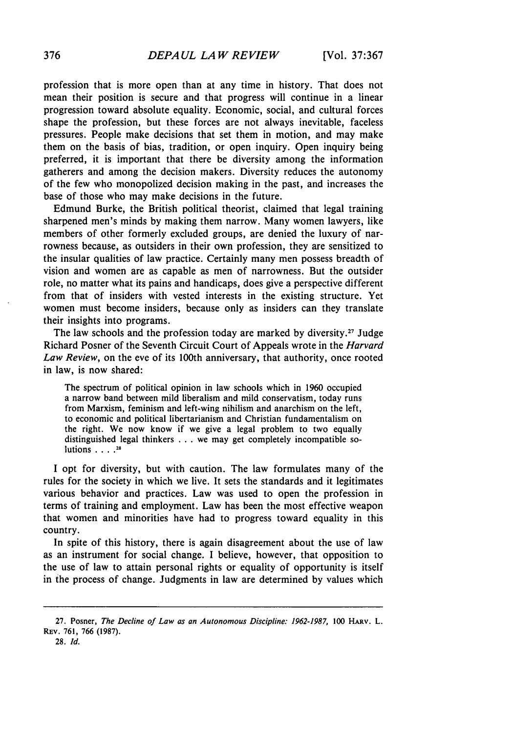profession that is more open than at any time in history. That does not mean their position is secure and that progress will continue in a linear progression toward absolute equality. Economic, social, and cultural forces shape the profession, but these forces are not always inevitable, faceless pressures. People make decisions that set them in motion, and may make them on the basis of bias, tradition, or open inquiry. Open inquiry being preferred, it is important that there be diversity among the information gatherers and among the decision makers. Diversity reduces the autonomy of the few who monopolized decision making in the past, and increases the base of those who may make decisions in the future.

Edmund Burke, the British political theorist, claimed that legal training sharpened men's minds by making them narrow. Many women lawyers, like members of other formerly excluded groups, are denied the luxury of narrowness because, as outsiders in their own profession, they are sensitized to the insular qualities of law practice. Certainly many men possess breadth of vision and women are as capable as men of narrowness. But the outsider role, no matter what its pains and handicaps, does give a perspective different from that of insiders with vested interests in the existing structure. Yet women must become insiders, because only as insiders can they translate their insights into programs.

The law schools and the profession today are marked by diversity.[27] Judge Richard Posner of the Seventh Circuit Court of Appeals wrote in the *Harvard Law Review*, on the eve of its 100th anniversary, that authority, once rooted in law, is now shared:

> The spectrum of political opinion in law schools which in 1960 occupied a narrow band between mild liberalism and mild conservatism, today runs from Marxism, feminism and left-wing nihilism and anarchism on the left, to economic and political libertarianism and Christian fundamentalism on the right. We now know if we give a legal problem to two equally distinguished legal thinkers . . . we may get completely incompatible solutions . . . .[28]

I opt for diversity, but with caution. The law formulates many of the rules for the society in which we live. It sets the standards and it legitimates various behavior and practices. Law was used to open the profession in terms of training and employment. Law has been the most effective weapon that women and minorities have had to progress toward equality in this country.

In spite of this history, there is again disagreement about the use of law as an instrument for social change. I believe, however, that opposition to the use of law to attain personal rights or equality of opportunity is itself in the process of change. Judgments in law are determined by values which

---

27. Posner, *The Decline of Law as an Autonomous Discipline: 1962-1987*, 100 HARV. L. REV. 761, 766 (1987).

28. *Id.*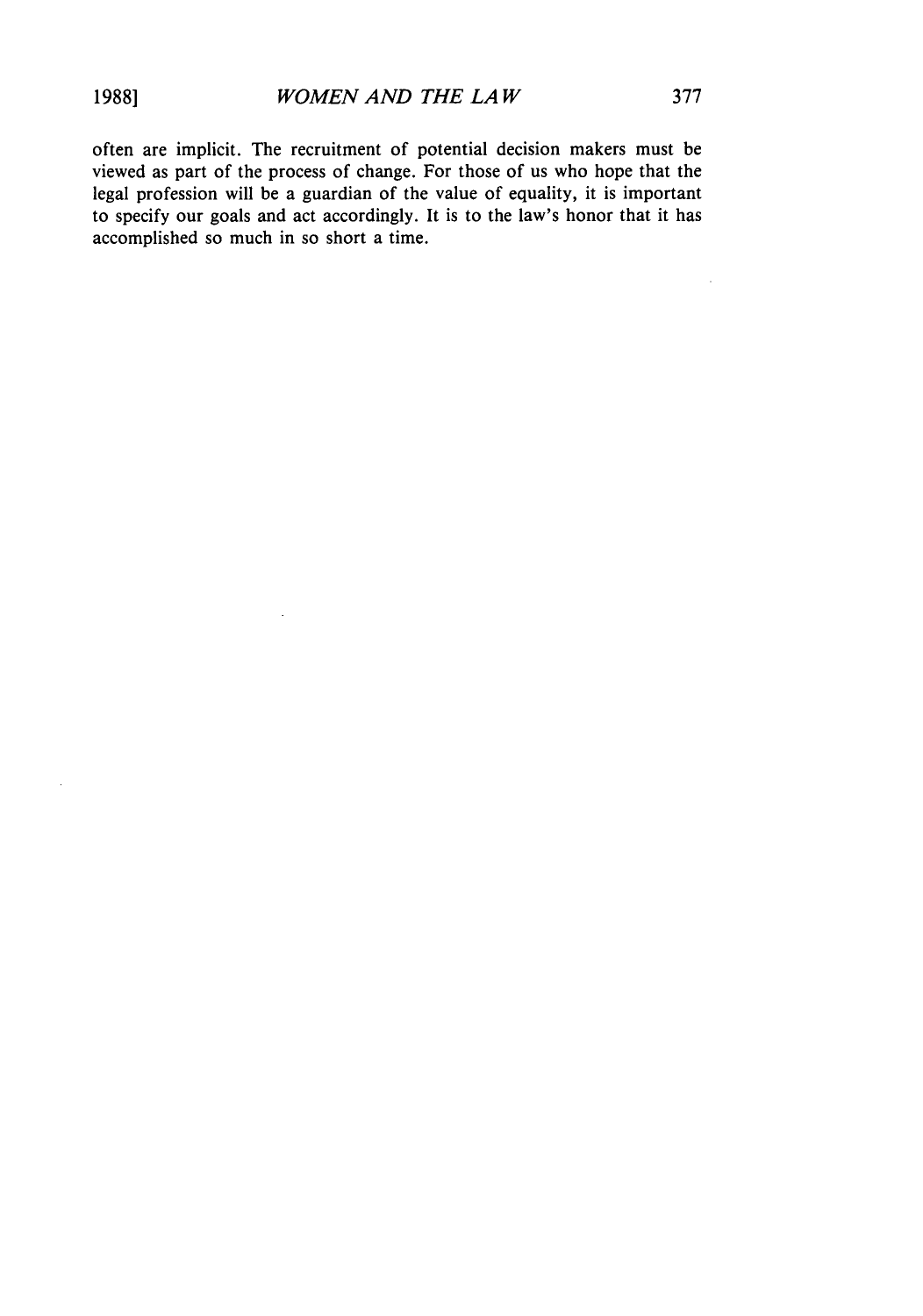often are implicit. The recruitment of potential decision makers must be viewed as part of the process of change. For those of us who hope that the legal profession will be a guardian of the value of equality, it is important to specify our goals and act accordingly. It is to the law's honor that it has accomplished so much in so short a time.